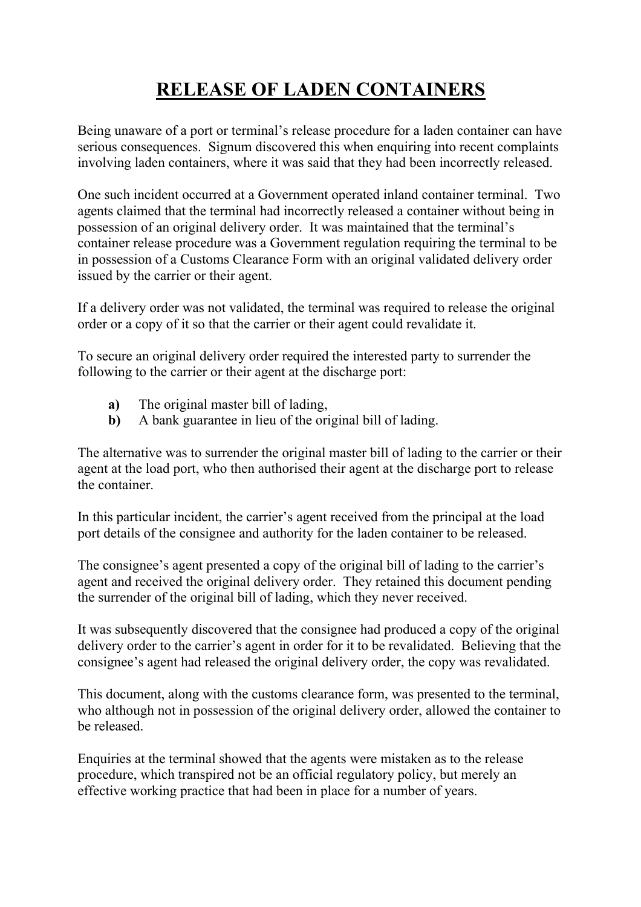# RELEASE OF LADEN CONTAINERS

Being unaware of a port or terminal's release procedure for a laden container can have serious consequences. Signum discovered this when enquiring into recent complaints involving laden containers, where it was said that they had been incorrectly released.

One such incident occurred at a Government operated inland container terminal. Two agents claimed that the terminal had incorrectly released a container without being in possession of an original delivery order. It was maintained that the terminal's container release procedure was a Government regulation requiring the terminal to be in possession of a Customs Clearance Form with an original validated delivery order issued by the carrier or their agent.

If a delivery order was not validated, the terminal was required to release the original order or a copy of it so that the carrier or their agent could revalidate it.

To secure an original delivery order required the interested party to surrender the following to the carrier or their agent at the discharge port:

- **a)** The original master bill of lading,
- **b)** A bank guarantee in lieu of the original bill of lading.

The alternative was to surrender the original master bill of lading to the carrier or their agent at the load port, who then authorised their agent at the discharge port to release the container.

In this particular incident, the carrier's agent received from the principal at the load port details of the consignee and authority for the laden container to be released.

The consignee's agent presented a copy of the original bill of lading to the carrier's agent and received the original delivery order. They retained this document pending the surrender of the original bill of lading, which they never received.

It was subsequently discovered that the consignee had produced a copy of the original delivery order to the carrier's agent in order for it to be revalidated. Believing that the consignee's agent had released the original delivery order, the copy was revalidated.

This document, along with the customs clearance form, was presented to the terminal, who although not in possession of the original delivery order, allowed the container to be released.

Enquiries at the terminal showed that the agents were mistaken as to the release procedure, which transpired not be an official regulatory policy, but merely an effective working practice that had been in place for a number of years.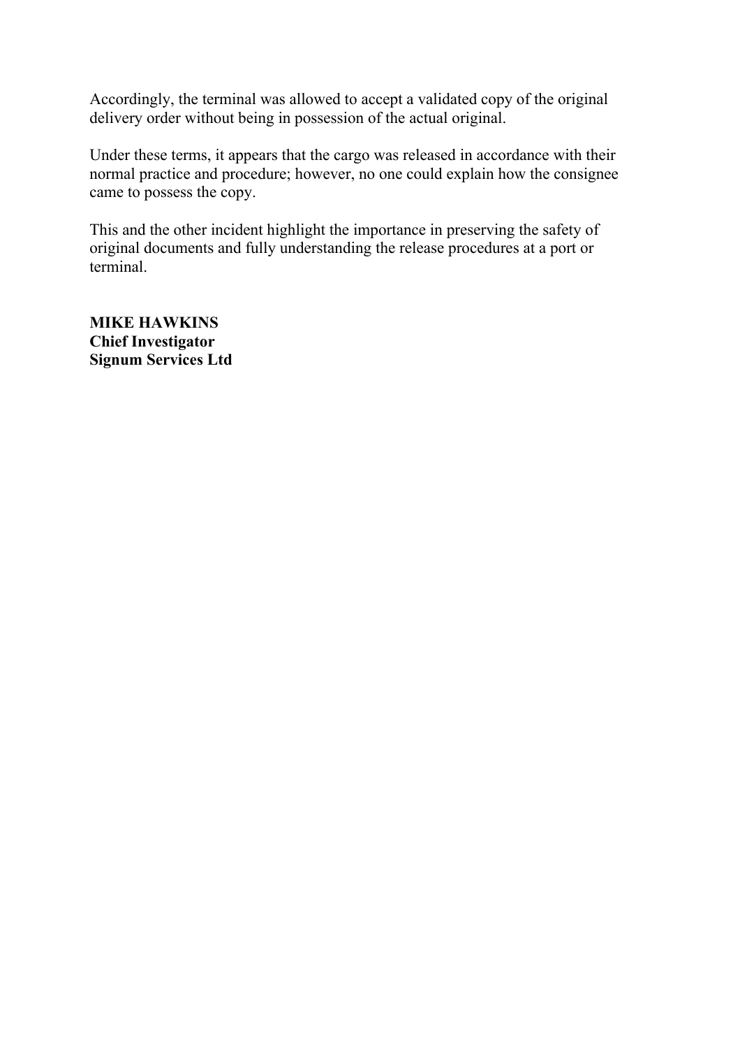Accordingly, the terminal was allowed to accept a validated copy of the original delivery order without being in possession of the actual original.

Under these terms, it appears that the cargo was released in accordance with their normal practice and procedure; however, no one could explain how the consignee came to possess the copy.

This and the other incident highlight the importance in preserving the safety of original documents and fully understanding the release procedures at a port or terminal.

**MIKE HAWKINS**
**Chief Investigator**
**Signum Services Ltd**